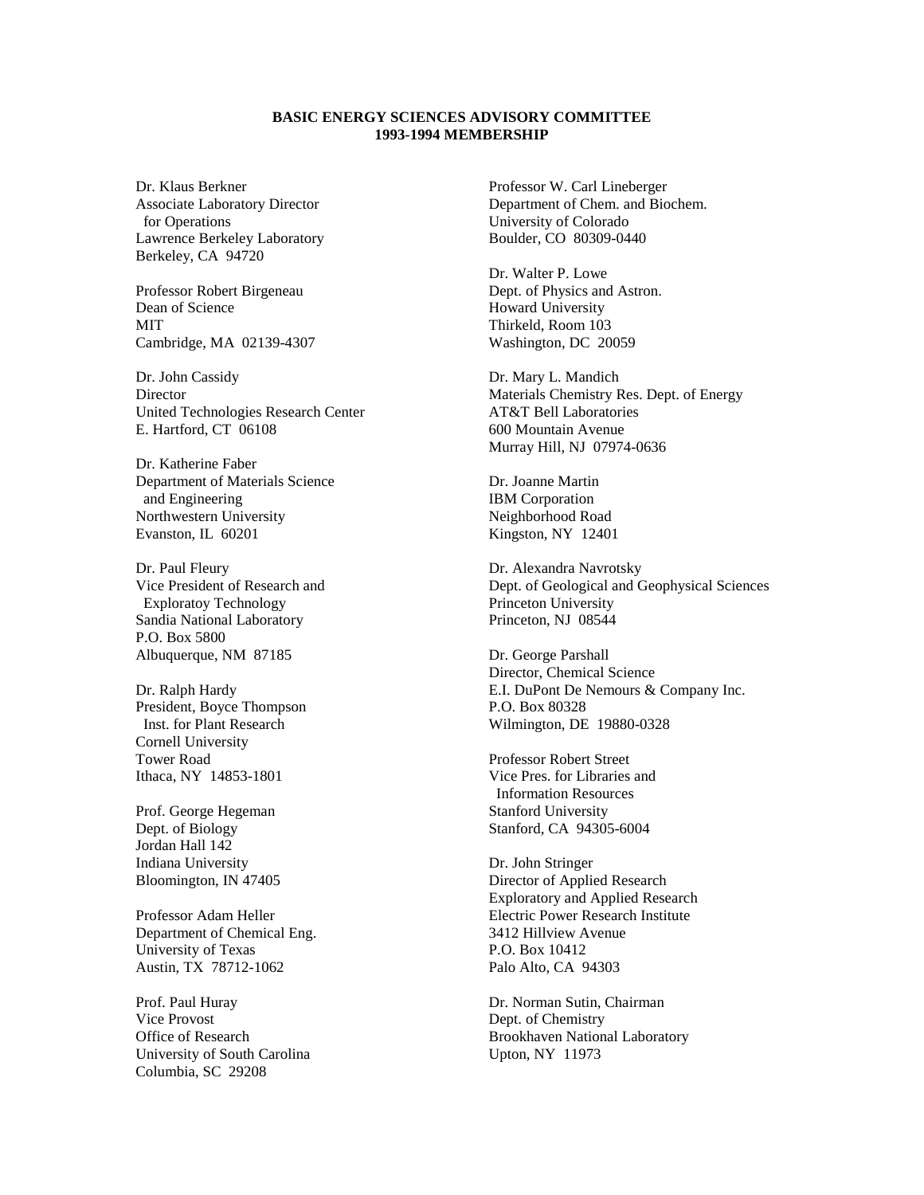**BASIC ENERGY SCIENCES ADVISORY COMMITTEE**
**1993-1994 MEMBERSHIP**

Dr. Klaus Berkner
Associate Laboratory Director
for Operations
Lawrence Berkeley Laboratory
Berkeley, CA 94720

Professor Robert Birgeneau
Dean of Science
MIT
Cambridge, MA 02139-4307

Dr. John Cassidy
Director
United Technologies Research Center
E. Hartford, CT 06108

Dr. Katherine Faber
Department of Materials Science
and Engineering
Northwestern University
Evanston, IL 60201

Dr. Paul Fleury
Vice President of Research and
Exploratoy Technology
Sandia National Laboratory
P.O. Box 5800
Albuquerque, NM 87185

Dr. Ralph Hardy
President, Boyce Thompson
Inst. for Plant Research
Cornell University
Tower Road
Ithaca, NY 14853-1801

Prof. George Hegeman
Dept. of Biology
Jordan Hall 142
Indiana University
Bloomington, IN 47405

Professor Adam Heller
Department of Chemical Eng.
University of Texas
Austin, TX 78712-1062

Prof. Paul Huray
Vice Provost
Office of Research
University of South Carolina
Columbia, SC 29208

Professor W. Carl Lineberger
Department of Chem. and Biochem.
University of Colorado
Boulder, CO 80309-0440

Dr. Walter P. Lowe
Dept. of Physics and Astron.
Howard University
Thirkeld, Room 103
Washington, DC 20059

Dr. Mary L. Mandich
Materials Chemistry Res. Dept. of Energy
AT&T Bell Laboratories
600 Mountain Avenue
Murray Hill, NJ 07974-0636

Dr. Joanne Martin
IBM Corporation
Neighborhood Road
Kingston, NY 12401

Dr. Alexandra Navrotsky
Dept. of Geological and Geophysical Sciences
Princeton University
Princeton, NJ 08544

Dr. George Parshall
Director, Chemical Science
E.I. DuPont De Nemours & Company Inc.
P.O. Box 80328
Wilmington, DE 19880-0328

Professor Robert Street
Vice Pres. for Libraries and
Information Resources
Stanford University
Stanford, CA 94305-6004

Dr. John Stringer
Director of Applied Research
Exploratory and Applied Research
Electric Power Research Institute
3412 Hillview Avenue
P.O. Box 10412
Palo Alto, CA 94303

Dr. Norman Sutin, Chairman
Dept. of Chemistry
Brookhaven National Laboratory
Upton, NY 11973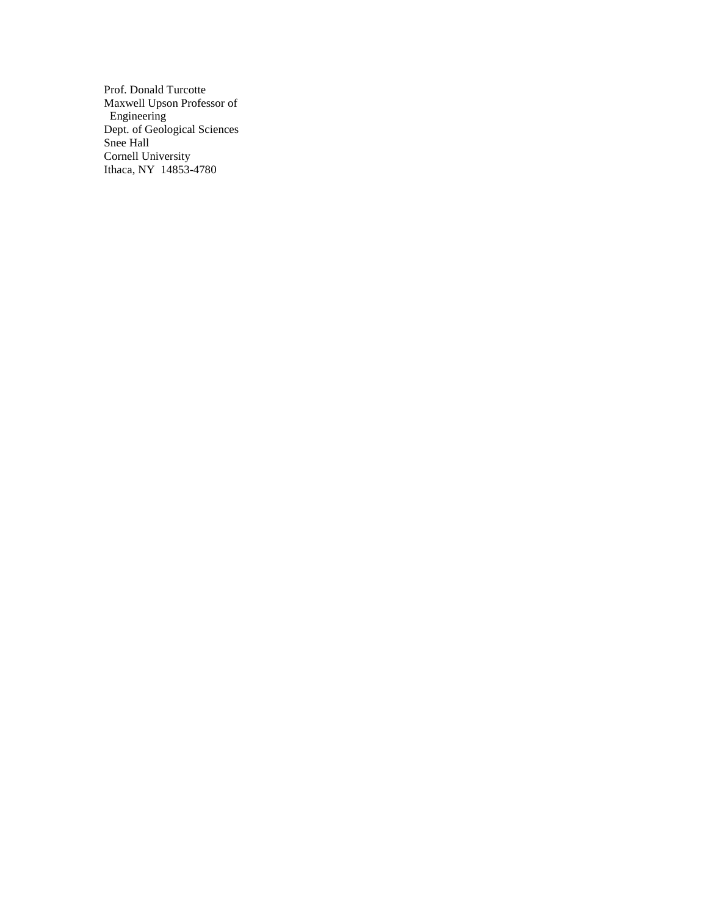Prof. Donald Turcotte
Maxwell Upson Professor of
  Engineering
Dept. of Geological Sciences
Snee Hall
Cornell University
Ithaca, NY  14853-4780